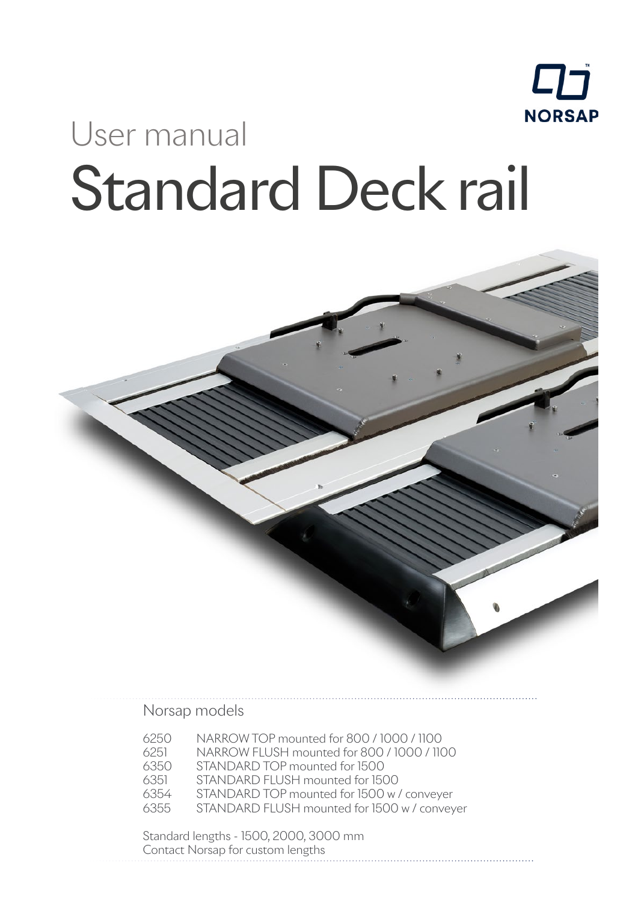NORSAP

# User manual

# Standard Deck rail

## Norsap models

| | |
|---|---|
| 6250 | NARROW TOP mounted for 800 / 1000 / 1100 |
| 6251 | NARROW FLUSH mounted for 800 / 1000 / 1100 |
| 6350 | STANDARD TOP mounted for 1500 |
| 6351 | STANDARD FLUSH mounted for 1500 |
| 6354 | STANDARD TOP mounted for 1500 w / conveyer |
| 6355 | STANDARD FLUSH mounted for 1500 w / conveyer |

Standard lengths - 1500, 2000, 3000 mm
Contact Norsap for custom lengths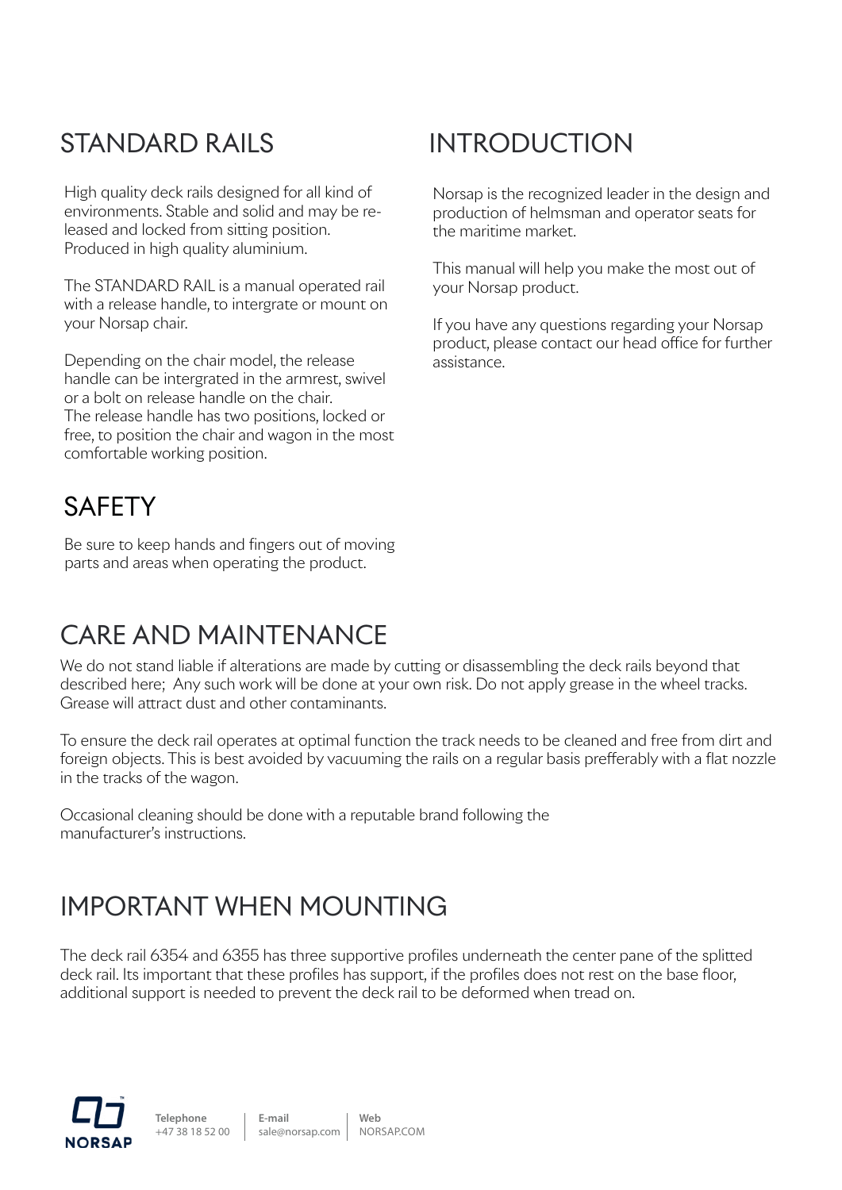## STANDARD RAILS

High quality deck rails designed for all kind of environments. Stable and solid and may be re-leased and locked from sitting position. Produced in high quality aluminium.

The STANDARD RAIL is a manual operated rail with a release handle, to intergrate or mount on your Norsap chair.

Depending on the chair model, the release handle can be intergrated in the armrest, swivel or a bolt on release handle on the chair.
The release handle has two positions, locked or free, to position the chair and wagon in the most comfortable working position.

## SAFETY

Be sure to keep hands and fingers out of moving parts and areas when operating the product.

## INTRODUCTION

Norsap is the recognized leader in the design and production of helmsman and operator seats for the maritime market.

This manual will help you make the most out of your Norsap product.

If you have any questions regarding your Norsap product, please contact our head office for further assistance.

## CARE AND MAINTENANCE

We do not stand liable if alterations are made by cutting or disassembling the deck rails beyond that described here; Any such work will be done at your own risk. Do not apply grease in the wheel tracks. Grease will attract dust and other contaminants.

To ensure the deck rail operates at optimal function the track needs to be cleaned and free from dirt and foreign objects. This is best avoided by vacuuming the rails on a regular basis prefferably with a flat nozzle in the tracks of the wagon.

Occasional cleaning should be done with a reputable brand following the manufacturer's instructions.

## IMPORTANT WHEN MOUNTING

The deck rail 6354 and 6355 has three supportive profiles underneath the center pane of the splitted deck rail. Its important that these profiles has support, if the profiles does not rest on the base floor, additional support is needed to prevent the deck rail to be deformed when tread on.

NORSAP

**Telephone**
+47 38 18 52 00

**E-mail**
sale@norsap.com

**Web**
NORSAP.COM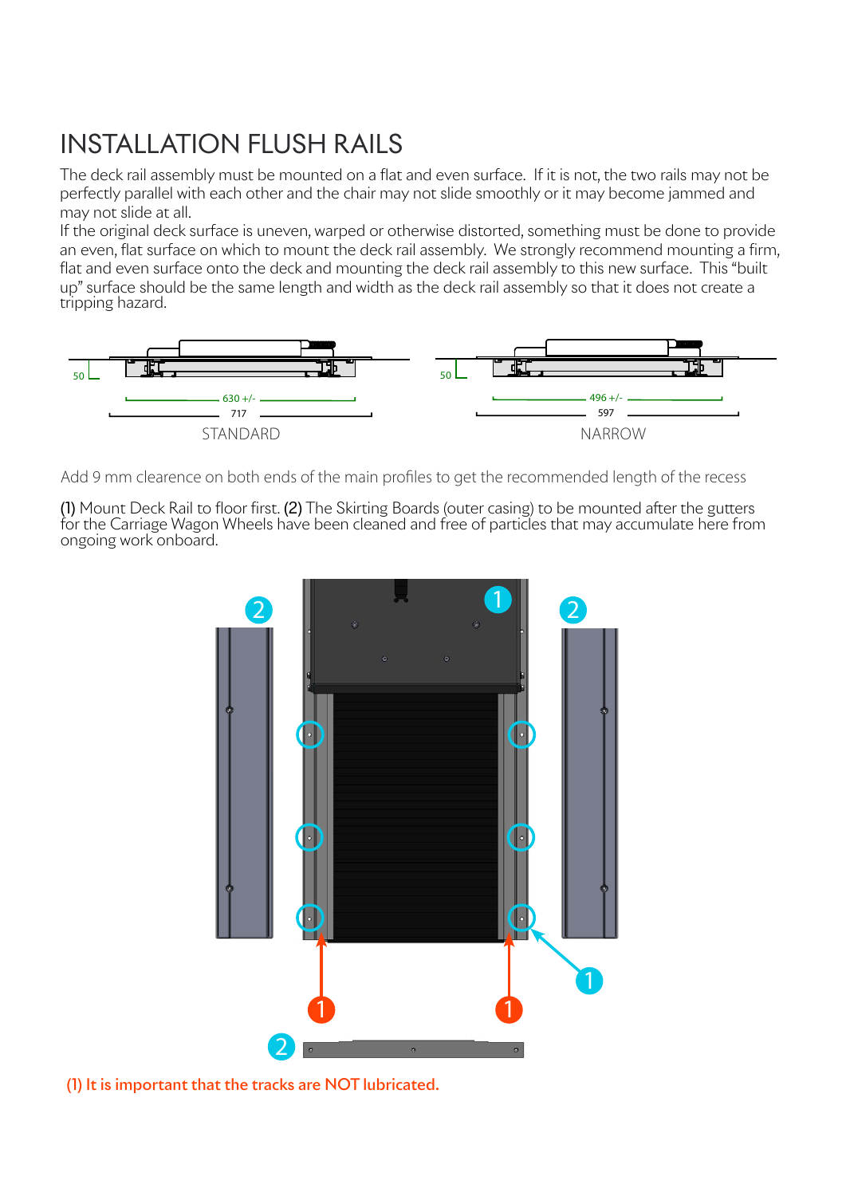# INSTALLATION FLUSH RAILS

The deck rail assembly must be mounted on a flat and even surface. If it is not, the two rails may not be perfectly parallel with each other and the chair may not slide smoothly or it may become jammed and may not slide at all.
If the original deck surface is uneven, warped or otherwise distorted, something must be done to provide an even, flat surface on which to mount the deck rail assembly. We strongly recommend mounting a firm, flat and even surface onto the deck and mounting the deck rail assembly to this new surface. This "built up" surface should be the same length and width as the deck rail assembly so that it does not create a tripping hazard.

50 — 630 +/- — 717 — STANDARD

50 — 496 +/- — 597 — NARROW

Add 9 mm clearence on both ends of the main profiles to get the recommended length of the recess

(1) Mount Deck Rail to floor first. (2) The Skirting Boards (outer casing) to be mounted after the gutters for the Carriage Wagon Wheels have been cleaned and free of particles that may accumulate here from ongoing work onboard.

(1) It is important that the tracks are NOT lubricated.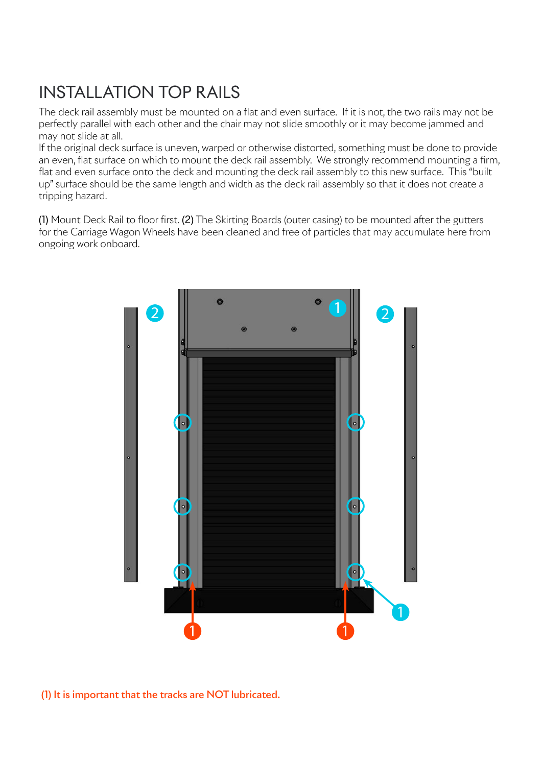# INSTALLATION TOP RAILS

The deck rail assembly must be mounted on a flat and even surface. If it is not, the two rails may not be perfectly parallel with each other and the chair may not slide smoothly or it may become jammed and may not slide at all.
If the original deck surface is uneven, warped or otherwise distorted, something must be done to provide an even, flat surface on which to mount the deck rail assembly. We strongly recommend mounting a firm, flat and even surface onto the deck and mounting the deck rail assembly to this new surface. This "built up" surface should be the same length and width as the deck rail assembly so that it does not create a tripping hazard.

(1) Mount Deck Rail to floor first. (2) The Skirting Boards (outer casing) to be mounted after the gutters for the Carriage Wagon Wheels have been cleaned and free of particles that may accumulate here from ongoing work onboard.

(1) It is important that the tracks are NOT lubricated.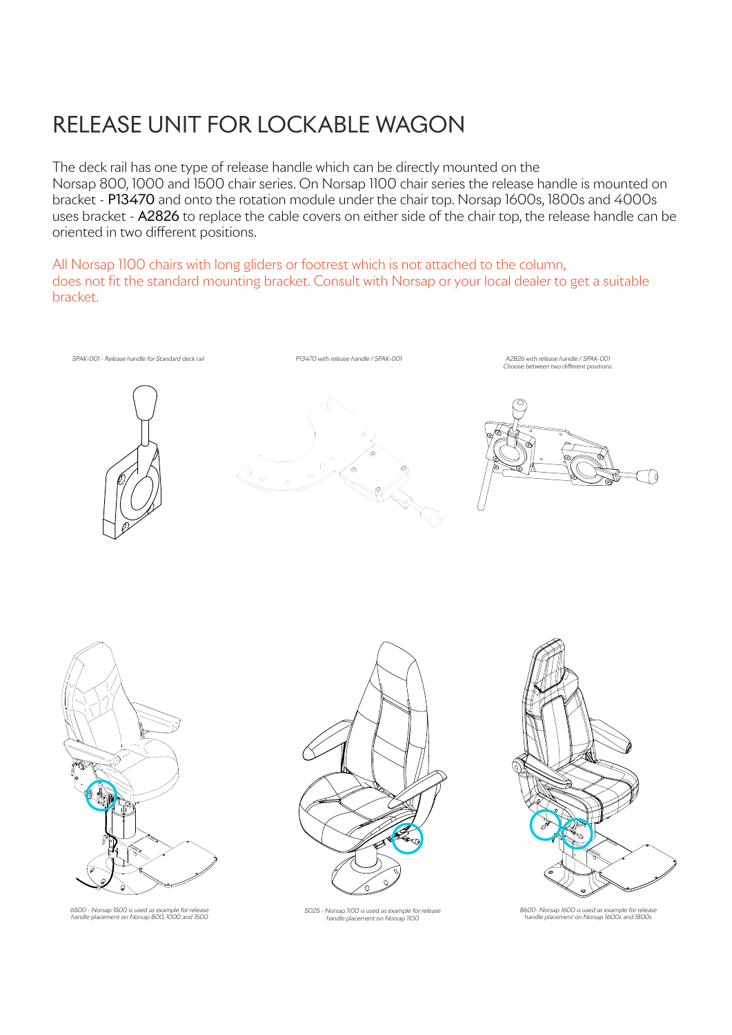# RELEASE UNIT FOR LOCKABLE WAGON

The deck rail has one type of release handle which can be directly mounted on the Norsap 800, 1000 and 1500 chair series. On Norsap 1100 chair series the release handle is mounted on bracket - **P13470** and onto the rotation module under the chair top. Norsap 1600s, 1800s and 4000s uses bracket - **A2826** to replace the cable covers on either side of the chair top, the release handle can be oriented in two different positions.

All Norsap 1100 chairs with long gliders or footrest which is not attached to the column, does not fit the standard mounting bracket. Consult with Norsap or your local dealer to get a suitable bracket.

*SPAK-001 - Release handle for Standard deck rail*

*P13470 with release handle / SPAK-001*

*A2826 with release handle / SPAK-001*
*Choose between two different positions.*

*6500 - Norsap 1500 is used as example for release handle placement on Norsap 800, 1000 and 1500*

*5025 - Norsap 1100 is used as example for release handle placement on Norsap 1100*

*8600- Norsap 1600 is used as example for release handle placement on Norsap 1600s and 1800s*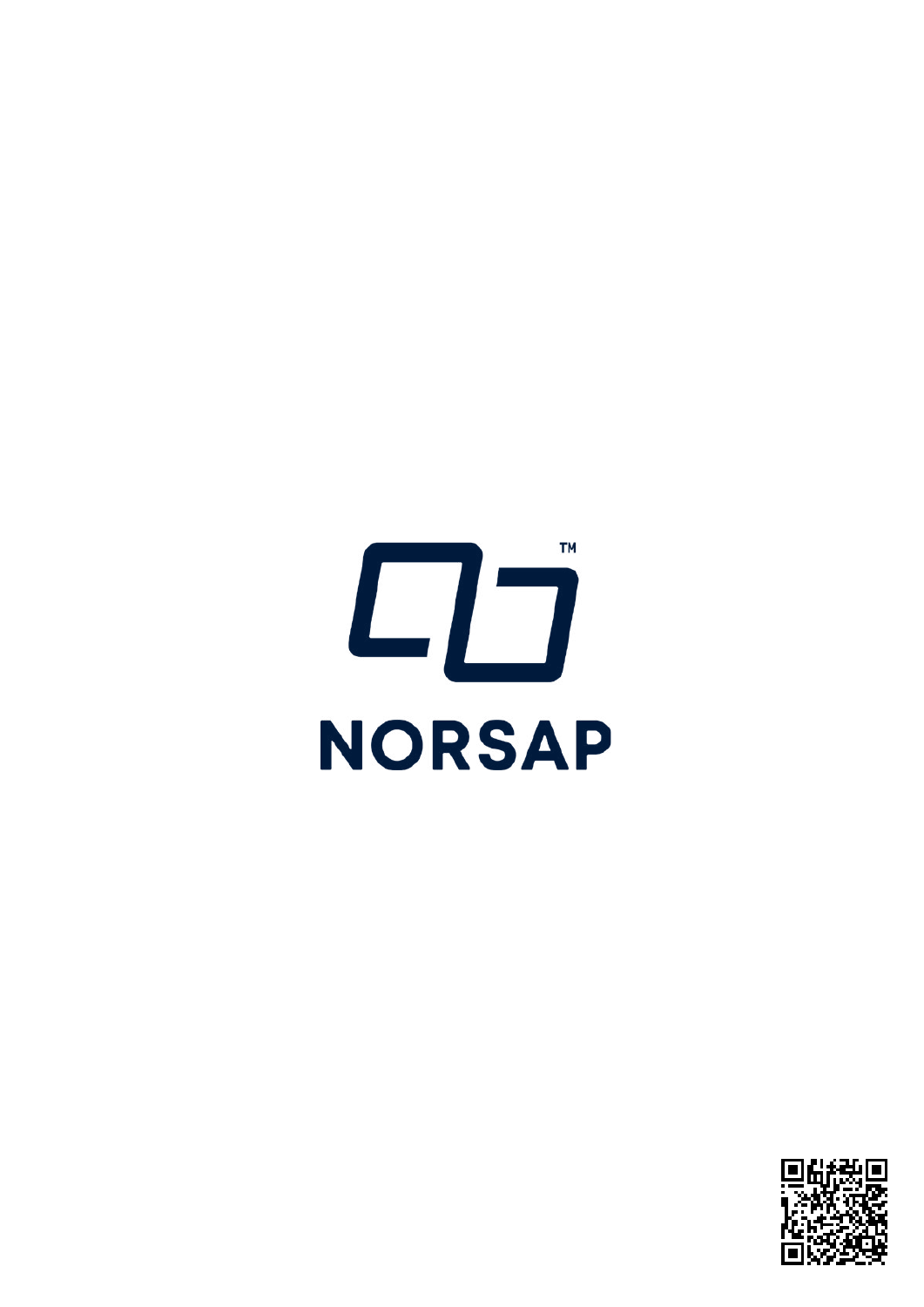NORSAP™